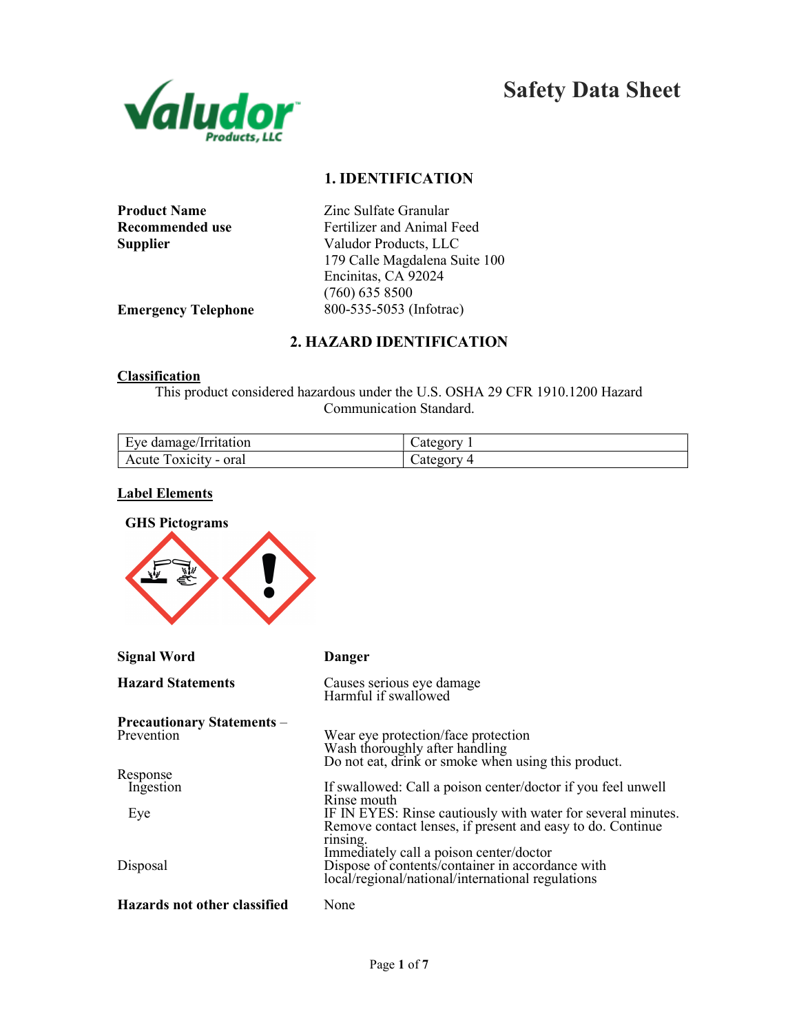# Safety Data Sheet

## 1. IDENTIFICATION

**Product Name** Zinc Sulfate Granular
**Recommended use** Fertilizer and Animal Feed
**Supplier** Valudor Products, LLC
179 Calle Magdalena Suite 100
Encinitas, CA 92024
(760) 635 8500
**Emergency Telephone** 800-535-5053 (Infotrac)

## 2. HAZARD IDENTIFICATION

**Classification**

This product considered hazardous under the U.S. OSHA 29 CFR 1910.1200 Hazard Communication Standard.

| Eye damage/Irritation | Category 1 |
|---|---|
| Acute Toxicity - oral | Category 4 |

**Label Elements**

**GHS Pictograms**

**Signal Word** **Danger**

**Hazard Statements**
Causes serious eye damage
Harmful if swallowed

**Precautionary Statements** – Prevention
Wear eye protection/face protection
Wash thoroughly after handling
Do not eat, drink or smoke when using this product.

Response
- Ingestion: If swallowed: Call a poison center/doctor if you feel unwell
Rinse mouth
- Eye: IF IN EYES: Rinse cautiously with water for several minutes. Remove contact lenses, if present and easy to do. Continue rinsing.
Immediately call a poison center/doctor

Disposal
Dispose of contents/container in accordance with local/regional/national/international regulations

**Hazards not other classified** None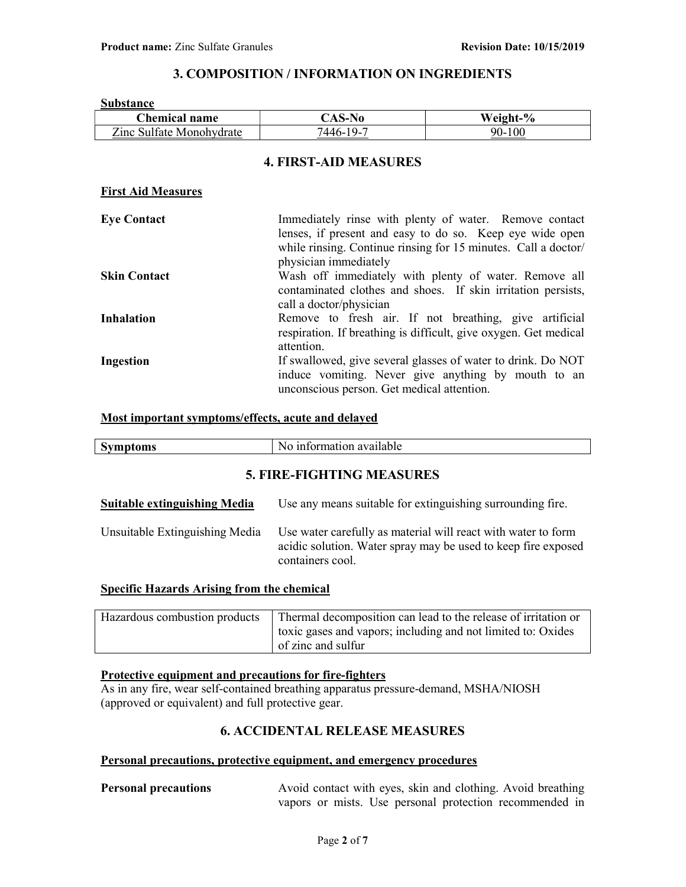## 3. COMPOSITION / INFORMATION ON INGREDIENTS

**Substance**

| Chemical name | CAS-No | Weight-% |
|---|---|---|
| Zinc Sulfate Monohydrate | 7446-19-7 | 90-100 |

## 4. FIRST-AID MEASURES

**First Aid Measures**

| | |
|---|---|
| **Eye Contact** | Immediately rinse with plenty of water. Remove contact lenses, if present and easy to do so. Keep eye wide open while rinsing. Continue rinsing for 15 minutes. Call a doctor/ physician immediately |
| **Skin Contact** | Wash off immediately with plenty of water. Remove all contaminated clothes and shoes. If skin irritation persists, call a doctor/physician |
| **Inhalation** | Remove to fresh air. If not breathing, give artificial respiration. If breathing is difficult, give oxygen. Get medical attention. |
| **Ingestion** | If swallowed, give several glasses of water to drink. Do NOT induce vomiting. Never give anything by mouth to an unconscious person. Get medical attention. |

**Most important symptoms/effects, acute and delayed**

| | |
|---|---|
| **Symptoms** | No information available |

## 5. FIRE-FIGHTING MEASURES

| | |
|---|---|
| **Suitable extinguishing Media** | Use any means suitable for extinguishing surrounding fire. |
| Unsuitable Extinguishing Media | Use water carefully as material will react with water to form acidic solution. Water spray may be used to keep fire exposed containers cool. |

**Specific Hazards Arising from the chemical**

| | |
|---|---|
| Hazardous combustion products | Thermal decomposition can lead to the release of irritation or toxic gases and vapors; including and not limited to: Oxides of zinc and sulfur |

**Protective equipment and precautions for fire-fighters**

As in any fire, wear self-contained breathing apparatus pressure-demand, MSHA/NIOSH (approved or equivalent) and full protective gear.

## 6. ACCIDENTAL RELEASE MEASURES

**Personal precautions, protective equipment, and emergency procedures**

| | |
|---|---|
| **Personal precautions** | Avoid contact with eyes, skin and clothing. Avoid breathing vapors or mists. Use personal protection recommended in |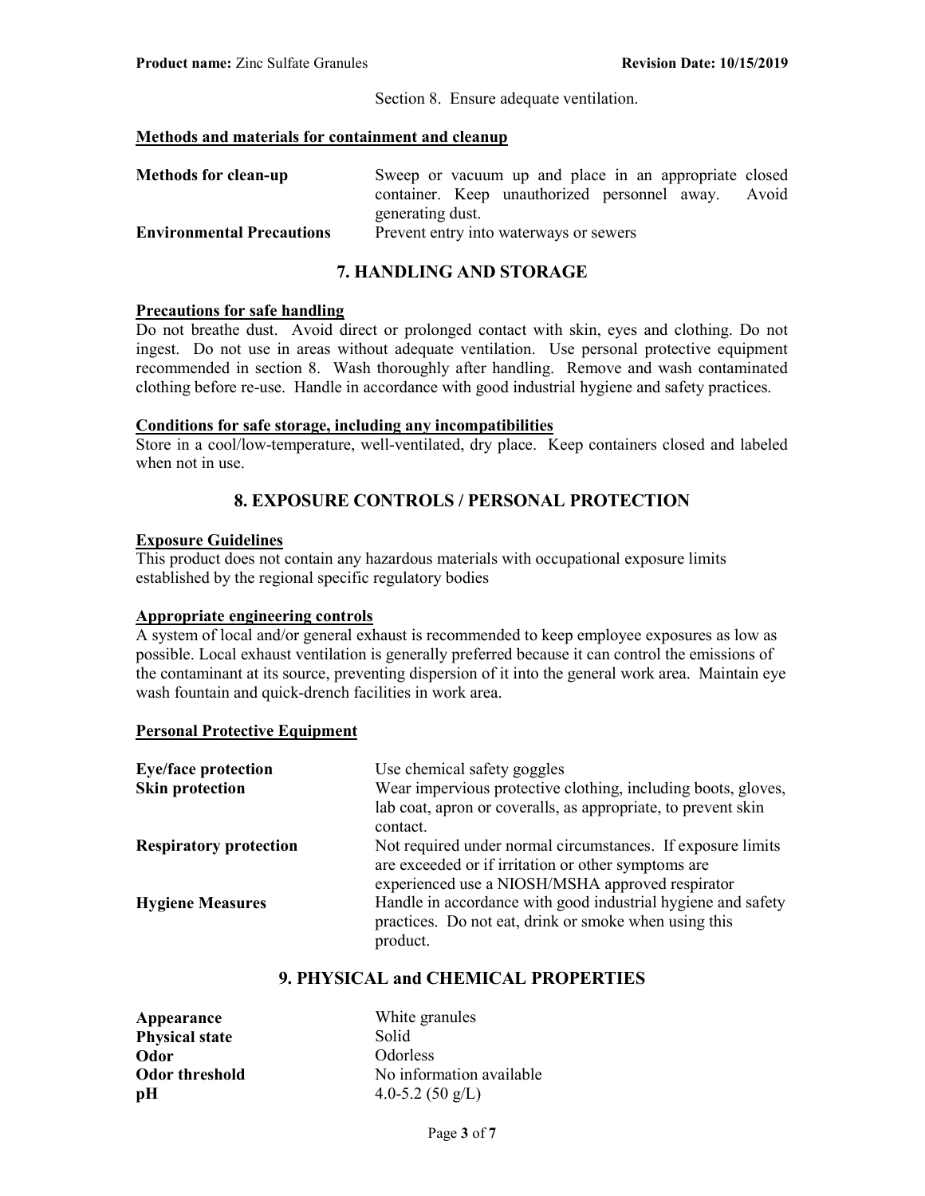Section 8. Ensure adequate ventilation.

**Methods and materials for containment and cleanup**

| | |
|---|---|
| **Methods for clean-up** | Sweep or vacuum up and place in an appropriate closed container. Keep unauthorized personnel away. Avoid generating dust. |
| **Environmental Precautions** | Prevent entry into waterways or sewers |

## 7. HANDLING AND STORAGE

**Precautions for safe handling**

Do not breathe dust. Avoid direct or prolonged contact with skin, eyes and clothing. Do not ingest. Do not use in areas without adequate ventilation. Use personal protective equipment recommended in section 8. Wash thoroughly after handling. Remove and wash contaminated clothing before re-use. Handle in accordance with good industrial hygiene and safety practices.

**Conditions for safe storage, including any incompatibilities**

Store in a cool/low-temperature, well-ventilated, dry place. Keep containers closed and labeled when not in use.

## 8. EXPOSURE CONTROLS / PERSONAL PROTECTION

**Exposure Guidelines**

This product does not contain any hazardous materials with occupational exposure limits established by the regional specific regulatory bodies

**Appropriate engineering controls**

A system of local and/or general exhaust is recommended to keep employee exposures as low as possible. Local exhaust ventilation is generally preferred because it can control the emissions of the contaminant at its source, preventing dispersion of it into the general work area. Maintain eye wash fountain and quick-drench facilities in work area.

**Personal Protective Equipment**

| | |
|---|---|
| **Eye/face protection** | Use chemical safety goggles |
| **Skin protection** | Wear impervious protective clothing, including boots, gloves, lab coat, apron or coveralls, as appropriate, to prevent skin contact. |
| **Respiratory protection** | Not required under normal circumstances. If exposure limits are exceeded or if irritation or other symptoms are experienced use a NIOSH/MSHA approved respirator |
| **Hygiene Measures** | Handle in accordance with good industrial hygiene and safety practices. Do not eat, drink or smoke when using this product. |

## 9. PHYSICAL and CHEMICAL PROPERTIES

| | |
|---|---|
| **Appearance** | White granules |
| **Physical state** | Solid |
| **Odor** | Odorless |
| **Odor threshold** | No information available |
| **pH** | 4.0-5.2 (50 g/L) |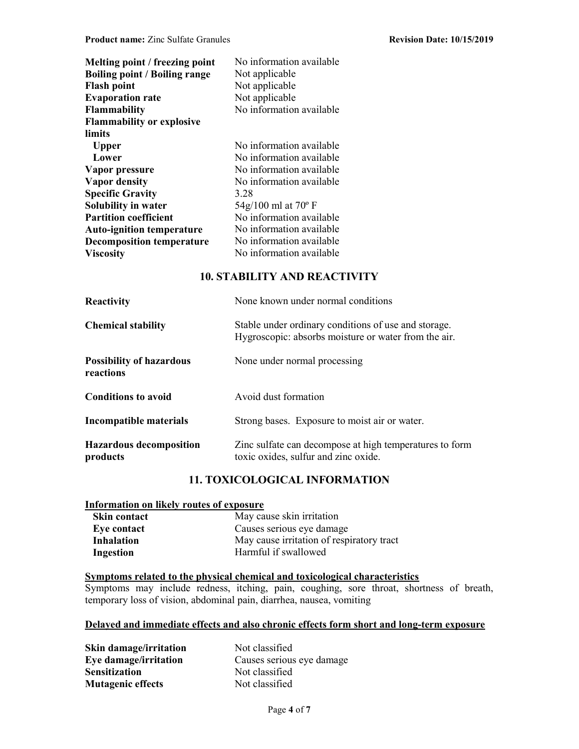| | |
|---|---|
| **Melting point / freezing point** | No information available |
| **Boiling point / Boiling range** | Not applicable |
| **Flash point** | Not applicable |
| **Evaporation rate** | Not applicable |
| **Flammability** | No information available |
| **Flammability or explosive limits** | |
| **Upper** | No information available |
| **Lower** | No information available |
| **Vapor pressure** | No information available |
| **Vapor density** | No information available |
| **Specific Gravity** | 3.28 |
| **Solubility in water** | 54g/100 ml at 70º F |
| **Partition coefficient** | No information available |
| **Auto-ignition temperature** | No information available |
| **Decomposition temperature** | No information available |
| **Viscosity** | No information available |

## 10. STABILITY AND REACTIVITY

| | |
|---|---|
| **Reactivity** | None known under normal conditions |
| **Chemical stability** | Stable under ordinary conditions of use and storage. Hygroscopic: absorbs moisture or water from the air. |
| **Possibility of hazardous reactions** | None under normal processing |
| **Conditions to avoid** | Avoid dust formation |
| **Incompatible materials** | Strong bases. Exposure to moist air or water. |
| **Hazardous decomposition products** | Zinc sulfate can decompose at high temperatures to form toxic oxides, sulfur and zinc oxide. |

## 11. TOXICOLOGICAL INFORMATION

**Information on likely routes of exposure**

| | |
|---|---|
| **Skin contact** | May cause skin irritation |
| **Eye contact** | Causes serious eye damage |
| **Inhalation** | May cause irritation of respiratory tract |
| **Ingestion** | Harmful if swallowed |

**Symptoms related to the physical chemical and toxicological characteristics**

Symptoms may include redness, itching, pain, coughing, sore throat, shortness of breath, temporary loss of vision, abdominal pain, diarrhea, nausea, vomiting

**Delayed and immediate effects and also chronic effects form short and long-term exposure**

| | |
|---|---|
| **Skin damage/irritation** | Not classified |
| **Eye damage/irritation** | Causes serious eye damage |
| **Sensitization** | Not classified |
| **Mutagenic effects** | Not classified |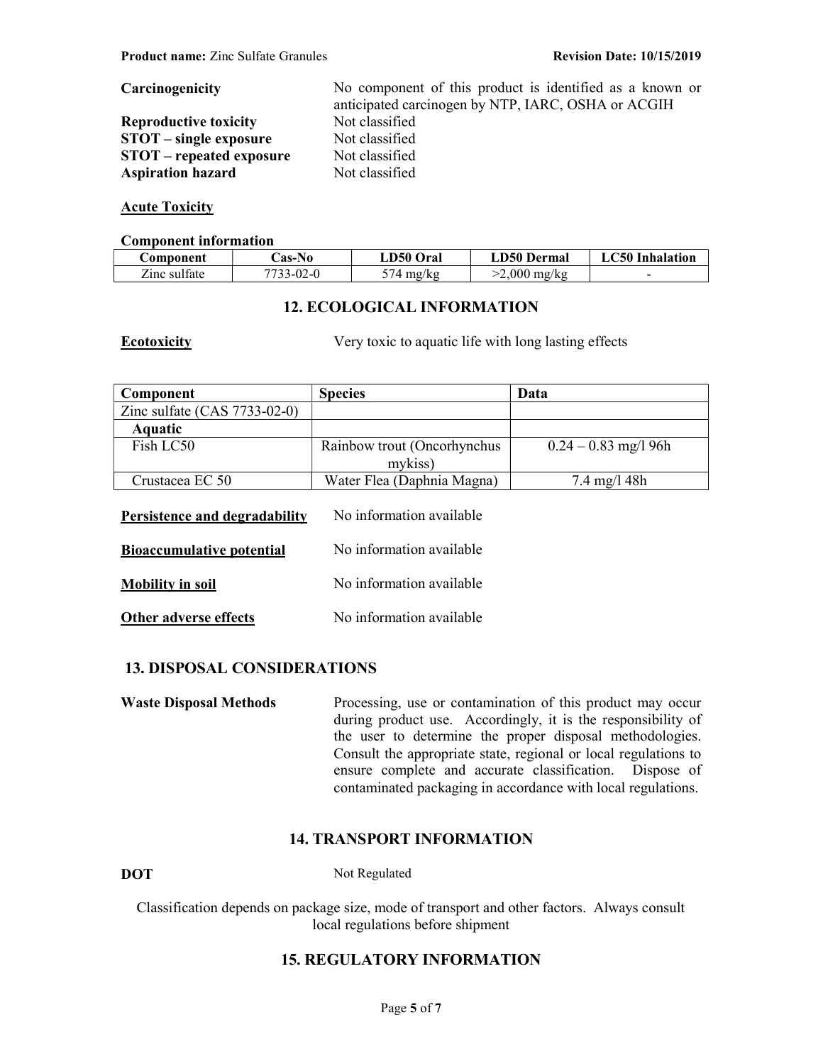**Carcinogenicity** No component of this product is identified as a known or anticipated carcinogen by NTP, IARC, OSHA or ACGIH

**Reproductive toxicity** Not classified

**STOT – single exposure** Not classified

**STOT – repeated exposure** Not classified

**Aspiration hazard** Not classified

**Acute Toxicity**

**Component information**

| Component | Cas-No | LD50 Oral | LD50 Dermal | LC50 Inhalation |
|---|---|---|---|---|
| Zinc sulfate | 7733-02-0 | 574 mg/kg | >2,000 mg/kg | - |

## 12. ECOLOGICAL INFORMATION

**Ecotoxicity** Very toxic to aquatic life with long lasting effects

| Component | Species | Data |
|---|---|---|
| Zinc sulfate (CAS 7733-02-0) | | |
| **Aquatic** | | |
| Fish LC50 | Rainbow trout (Oncorhynchus mykiss) | 0.24 – 0.83 mg/l 96h |
| Crustacea EC 50 | Water Flea (Daphnia Magna) | 7.4 mg/l 48h |

**Persistence and degradability** No information available

**Bioaccumulative potential** No information available

**Mobility in soil** No information available

**Other adverse effects** No information available

## 13. DISPOSAL CONSIDERATIONS

**Waste Disposal Methods** Processing, use or contamination of this product may occur during product use. Accordingly, it is the responsibility of the user to determine the proper disposal methodologies. Consult the appropriate state, regional or local regulations to ensure complete and accurate classification. Dispose of contaminated packaging in accordance with local regulations.

## 14. TRANSPORT INFORMATION

**DOT** Not Regulated

Classification depends on package size, mode of transport and other factors. Always consult local regulations before shipment

## 15. REGULATORY INFORMATION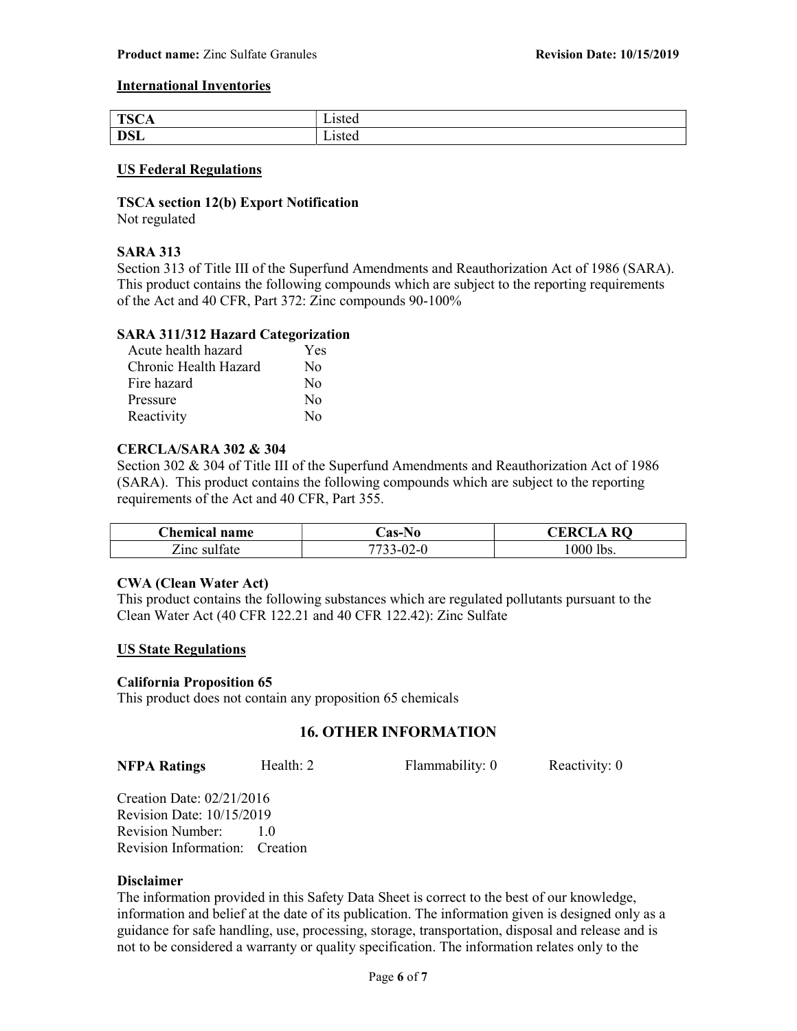## International Inventories

| TSCA | Listed |
|---|---|
| DSL | Listed |

## US Federal Regulations

**TSCA section 12(b) Export Notification**
Not regulated

**SARA 313**
Section 313 of Title III of the Superfund Amendments and Reauthorization Act of 1986 (SARA). This product contains the following compounds which are subject to the reporting requirements of the Act and 40 CFR, Part 372: Zinc compounds 90-100%

**SARA 311/312 Hazard Categorization**

| | |
|---|---|
| Acute health hazard | Yes |
| Chronic Health Hazard | No |
| Fire hazard | No |
| Pressure | No |
| Reactivity | No |

**CERCLA/SARA 302 & 304**
Section 302 & 304 of Title III of the Superfund Amendments and Reauthorization Act of 1986 (SARA). This product contains the following compounds which are subject to the reporting requirements of the Act and 40 CFR, Part 355.

| Chemical name | Cas-No | CERCLA RQ |
|---|---|---|
| Zinc sulfate | 7733-02-0 | 1000 lbs. |

**CWA (Clean Water Act)**
This product contains the following substances which are regulated pollutants pursuant to the Clean Water Act (40 CFR 122.21 and 40 CFR 122.42): Zinc Sulfate

## US State Regulations

**California Proposition 65**
This product does not contain any proposition 65 chemicals

# 16. OTHER INFORMATION

**NFPA Ratings** Health: 2 Flammability: 0 Reactivity: 0

Creation Date: 02/21/2016
Revision Date: 10/15/2019
Revision Number: 1.0
Revision Information: Creation

**Disclaimer**
The information provided in this Safety Data Sheet is correct to the best of our knowledge, information and belief at the date of its publication. The information given is designed only as a guidance for safe handling, use, processing, storage, transportation, disposal and release and is not to be considered a warranty or quality specification. The information relates only to the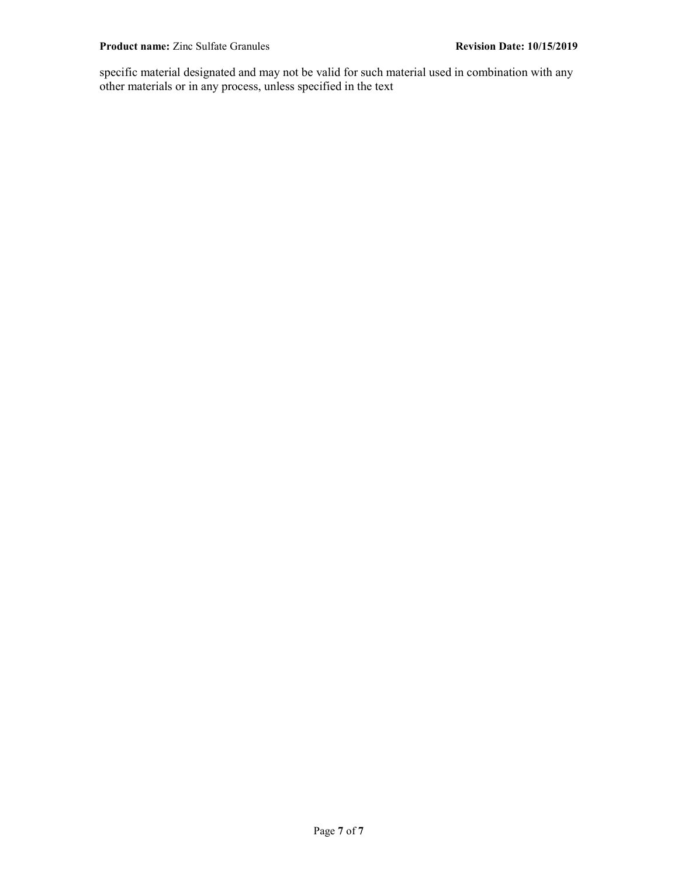specific material designated and may not be valid for such material used in combination with any other materials or in any process, unless specified in the text